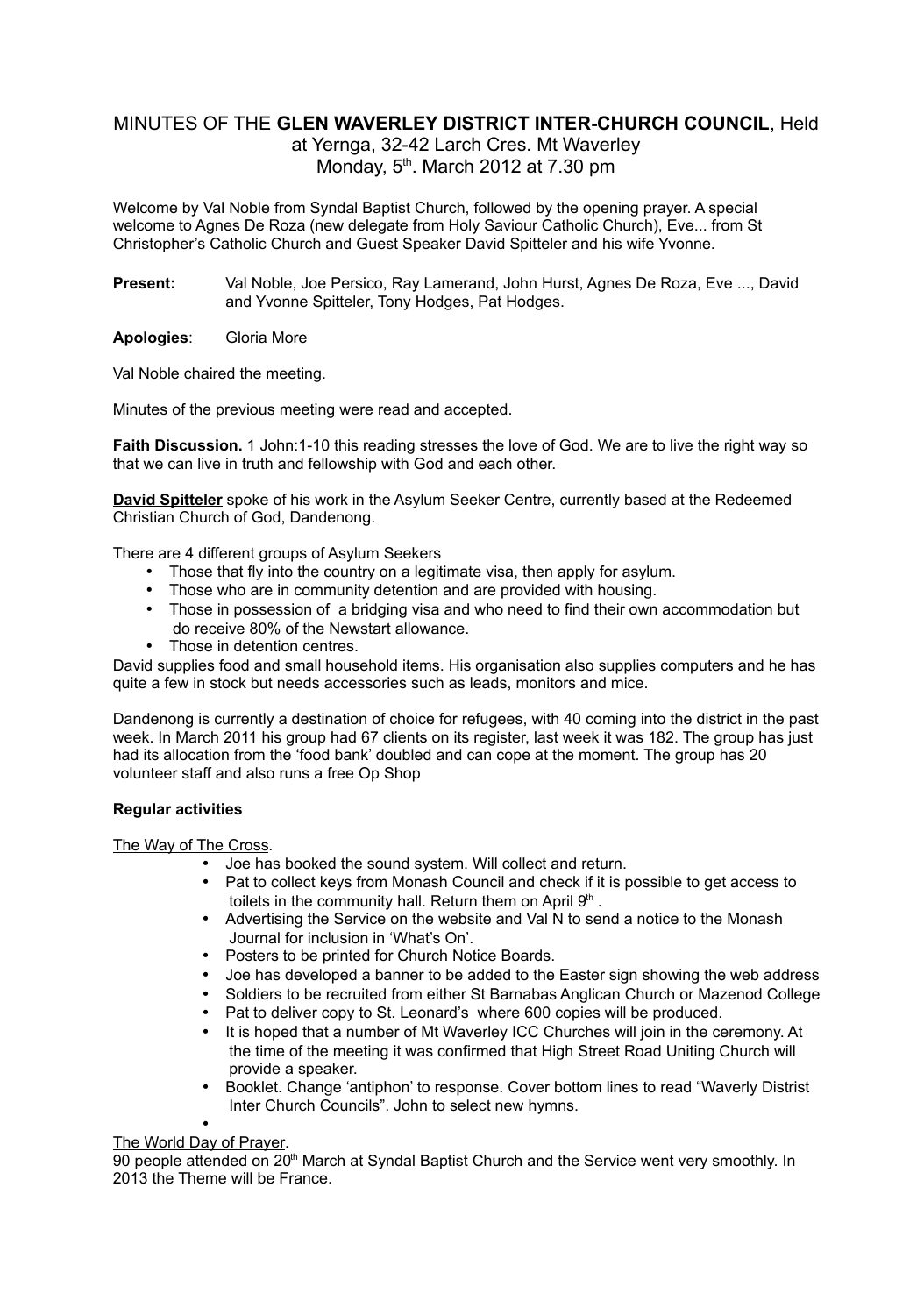# MINUTES OF THE **GLEN WAVERLEY DISTRICT INTER-CHURCH COUNCIL**, Held at Yernga, 32-42 Larch Cres. Mt Waverley Monday, 5th. March 2012 at 7.30 pm

Welcome by Val Noble from Syndal Baptist Church, followed by the opening prayer. A special welcome to Agnes De Roza (new delegate from Holy Saviour Catholic Church), Eve... from St Christopher's Catholic Church and Guest Speaker David Spitteler and his wife Yvonne.

**Present:** Val Noble, Joe Persico, Ray Lamerand, John Hurst, Agnes De Roza, Eve ..., David and Yvonne Spitteler, Tony Hodges, Pat Hodges.

**Apologies**: Gloria More

Val Noble chaired the meeting.

Minutes of the previous meeting were read and accepted.

**Faith Discussion.** 1 John:1-10 this reading stresses the love of God. We are to live the right way so that we can live in truth and fellowship with God and each other.

**<u>David Spitteler</u>** spoke of his work in the Asylum Seeker Centre, currently based at the Redeemed Christian Church of God, Dandenong.

There are 4 different groups of Asylum Seekers

- Those that fly into the country on a legitimate visa, then apply for asylum.
- Those who are in community detention and are provided with housing.
- Those in possession of a bridging visa and who need to find their own accommodation but do receive 80% of the Newstart allowance.
- Those in detention centres.

David supplies food and small household items. His organisation also supplies computers and he has quite a few in stock but needs accessories such as leads, monitors and mice.

Dandenong is currently a destination of choice for refugees, with 40 coming into the district in the past week. In March 2011 his group had 67 clients on its register, last week it was 182. The group has just had its allocation from the 'food bank' doubled and can cope at the moment. The group has 20 volunteer staff and also runs a free Op Shop

**Regular activities**

<u>The Way of The Cross</u>.

- Joe has booked the sound system. Will collect and return.
- Pat to collect keys from Monash Council and check if it is possible to get access to toilets in the community hall. Return them on April 9th .
- Advertising the Service on the website and Val N to send a notice to the Monash Journal for inclusion in 'What's On'.
- Posters to be printed for Church Notice Boards.
- Joe has developed a banner to be added to the Easter sign showing the web address
- Soldiers to be recruited from either St Barnabas Anglican Church or Mazenod College
- Pat to deliver copy to St. Leonard's where 600 copies will be produced.
- It is hoped that a number of Mt Waverley ICC Churches will join in the ceremony. At the time of the meeting it was confirmed that High Street Road Uniting Church will provide a speaker.
- Booklet. Change 'antiphon' to response. Cover bottom lines to read "Waverly Distrist Inter Church Councils". John to select new hymns.
- 

<u>The World Day of Prayer</u>.

90 people attended on 20th March at Syndal Baptist Church and the Service went very smoothly. In 2013 the Theme will be France.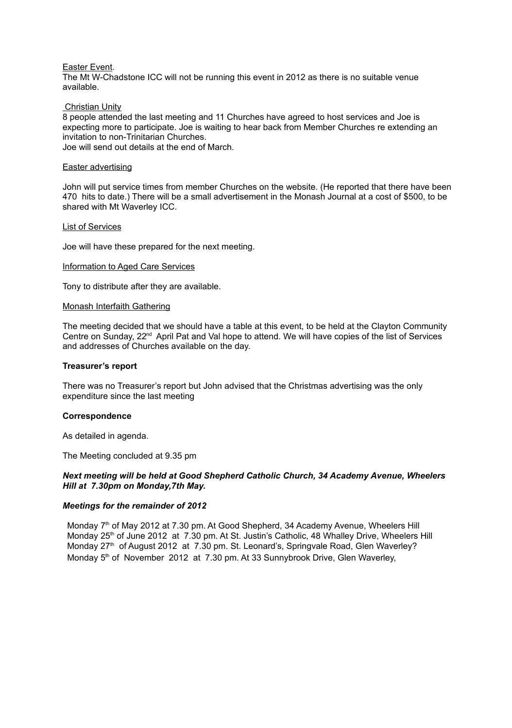Easter Event.

The Mt W-Chadstone ICC will not be running this event in 2012 as there is no suitable venue available.

Christian Unity

8 people attended the last meeting and 11 Churches have agreed to host services and Joe is expecting more to participate. Joe is waiting to hear back from Member Churches re extending an invitation to non-Trinitarian Churches.

Joe will send out details at the end of March.

Easter advertising

John will put service times from member Churches on the website. (He reported that there have been 470 hits to date.) There will be a small advertisement in the Monash Journal at a cost of $500, to be shared with Mt Waverley ICC.

List of Services

Joe will have these prepared for the next meeting.

Information to Aged Care Services

Tony to distribute after they are available.

Monash Interfaith Gathering

The meeting decided that we should have a table at this event, to be held at the Clayton Community Centre on Sunday, 22nd April Pat and Val hope to attend. We will have copies of the list of Services and addresses of Churches available on the day.

**Treasurer's report**

There was no Treasurer's report but John advised that the Christmas advertising was the only expenditure since the last meeting

**Correspondence**

As detailed in agenda.

The Meeting concluded at 9.35 pm

***Next meeting will be held at Good Shepherd Catholic Church, 34 Academy Avenue, Wheelers Hill at 7.30pm on Monday,7th May.***

***Meetings for the remainder of 2012***

Monday 7th of May 2012 at 7.30 pm. At Good Shepherd, 34 Academy Avenue, Wheelers Hill
Monday 25th of June 2012 at 7.30 pm. At St. Justin's Catholic, 48 Whalley Drive, Wheelers Hill
Monday 27th of August 2012 at 7.30 pm. St. Leonard's, Springvale Road, Glen Waverley?
Monday 5th of November 2012 at 7.30 pm. At 33 Sunnybrook Drive, Glen Waverley,